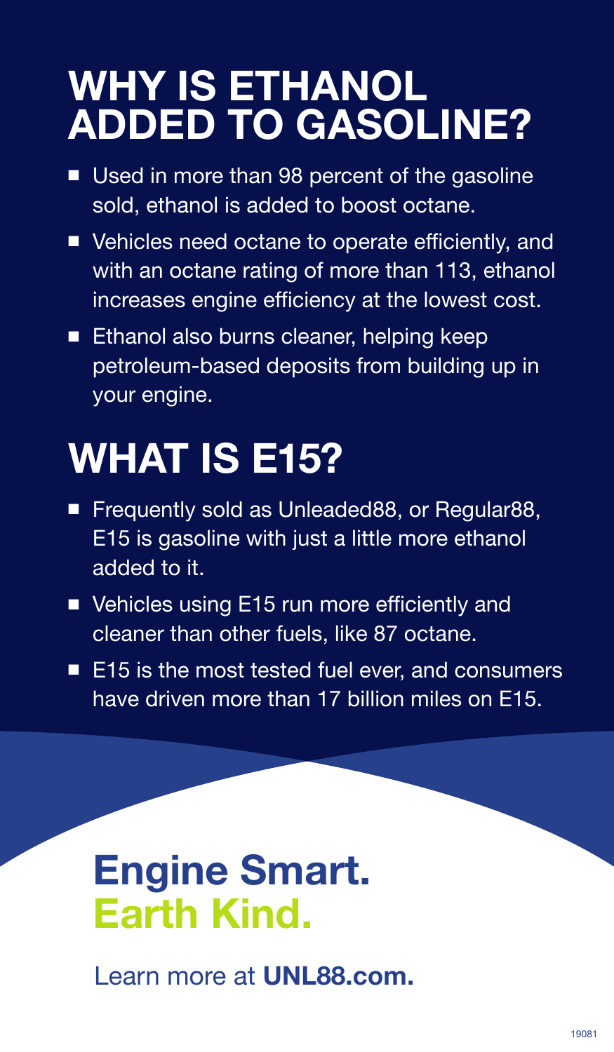# WHY IS ETHANOL ADDED TO GASOLINE?

- Used in more than 98 percent of the gasoline sold, ethanol is added to boost octane.
- Vehicles need octane to operate efficiently, and with an octane rating of more than 113, ethanol increases engine efficiency at the lowest cost.
- Ethanol also burns cleaner, helping keep petroleum-based deposits from building up in your engine.

# WHAT IS E15?

- Frequently sold as Unleaded88, or Regular88, E15 is gasoline with just a little more ethanol added to it.
- Vehicles using E15 run more efficiently and cleaner than other fuels, like 87 octane.
- E15 is the most tested fuel ever, and consumers have driven more than 17 billion miles on E15.

## Engine Smart. Earth Kind.

Learn more at **UNL88.com.**

19081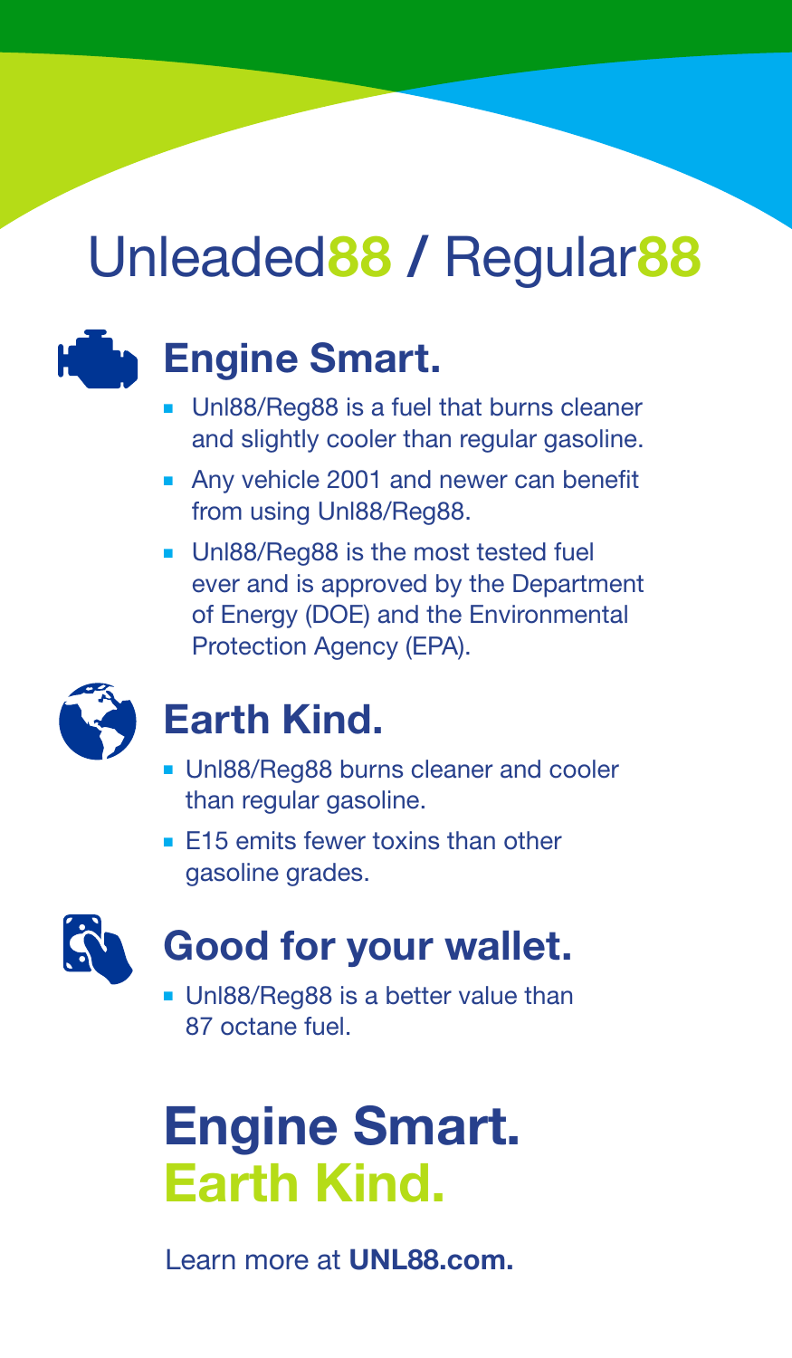# Unleaded88 / Regular88

## Engine Smart.

- Unl88/Reg88 is a fuel that burns cleaner and slightly cooler than regular gasoline.
- Any vehicle 2001 and newer can benefit from using Unl88/Reg88.
- Unl88/Reg88 is the most tested fuel ever and is approved by the Department of Energy (DOE) and the Environmental Protection Agency (EPA).

## Earth Kind.

- Unl88/Reg88 burns cleaner and cooler than regular gasoline.
- E15 emits fewer toxins than other gasoline grades.

## Good for your wallet.

- Unl88/Reg88 is a better value than 87 octane fuel.

# Engine Smart. Earth Kind.

Learn more at **UNL88.com.**